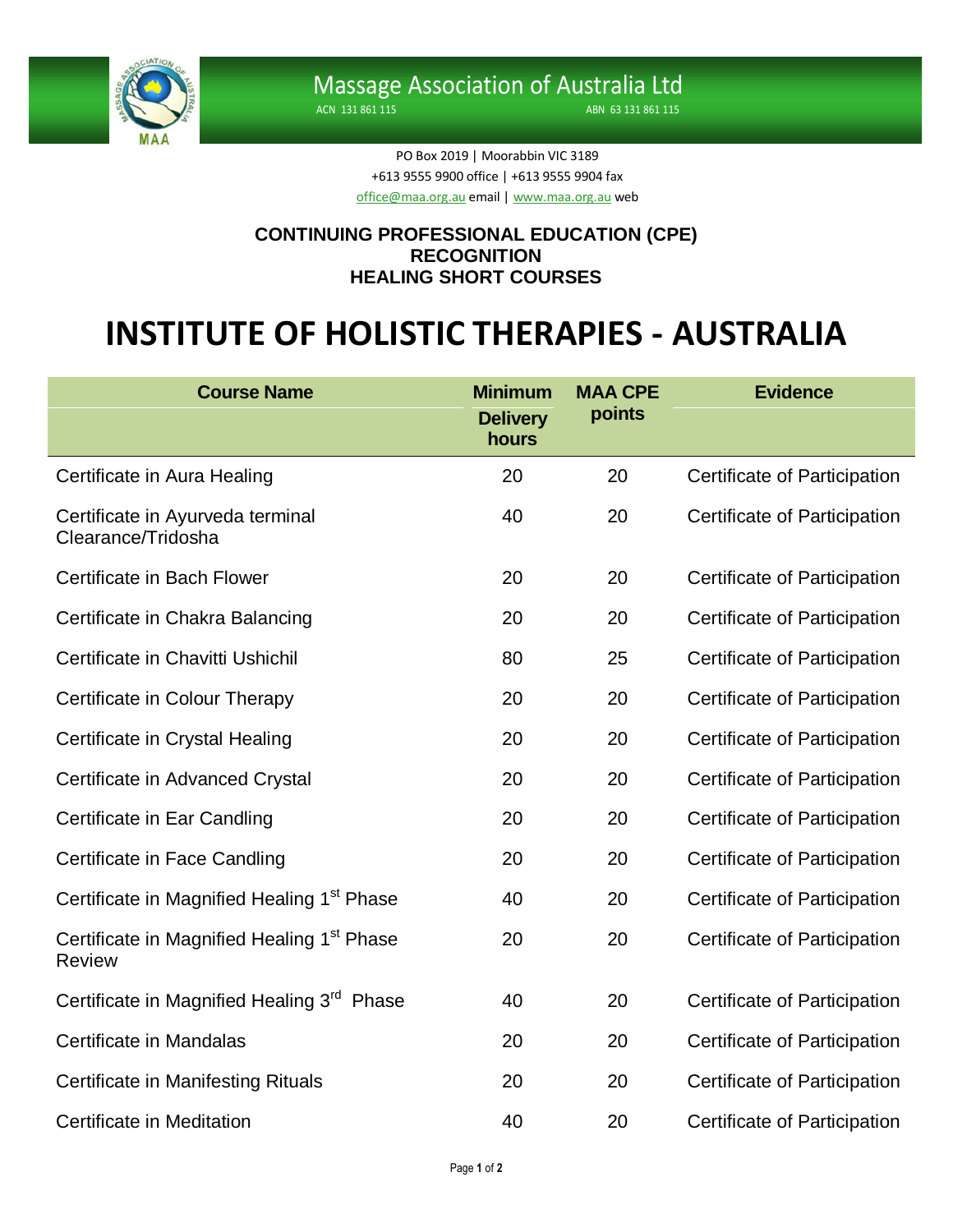# Massage Association of Australia Ltd

ACN 131 861 115 ABN 63 131 861 115

PO Box 2019 | Moorabbin VIC 3189
+613 9555 9900 office | +613 9555 9904 fax
office@maa.org.au email | www.maa.org.au web

**CONTINUING PROFESSIONAL EDUCATION (CPE)**
**RECOGNITION**
**HEALING SHORT COURSES**

# INSTITUTE OF HOLISTIC THERAPIES - AUSTRALIA

| Course Name | Minimum Delivery hours | MAA CPE points | Evidence |
|---|---|---|---|
| Certificate in Aura Healing | 20 | 20 | Certificate of Participation |
| Certificate in Ayurveda terminal Clearance/Tridosha | 40 | 20 | Certificate of Participation |
| Certificate in Bach Flower | 20 | 20 | Certificate of Participation |
| Certificate in Chakra Balancing | 20 | 20 | Certificate of Participation |
| Certificate in Chavitti Ushichil | 80 | 25 | Certificate of Participation |
| Certificate in Colour Therapy | 20 | 20 | Certificate of Participation |
| Certificate in Crystal Healing | 20 | 20 | Certificate of Participation |
| Certificate in Advanced Crystal | 20 | 20 | Certificate of Participation |
| Certificate in Ear Candling | 20 | 20 | Certificate of Participation |
| Certificate in Face Candling | 20 | 20 | Certificate of Participation |
| Certificate in Magnified Healing 1st Phase | 40 | 20 | Certificate of Participation |
| Certificate in Magnified Healing 1st Phase Review | 20 | 20 | Certificate of Participation |
| Certificate in Magnified Healing 3rd Phase | 40 | 20 | Certificate of Participation |
| Certificate in Mandalas | 20 | 20 | Certificate of Participation |
| Certificate in Manifesting Rituals | 20 | 20 | Certificate of Participation |
| Certificate in Meditation | 40 | 20 | Certificate of Participation |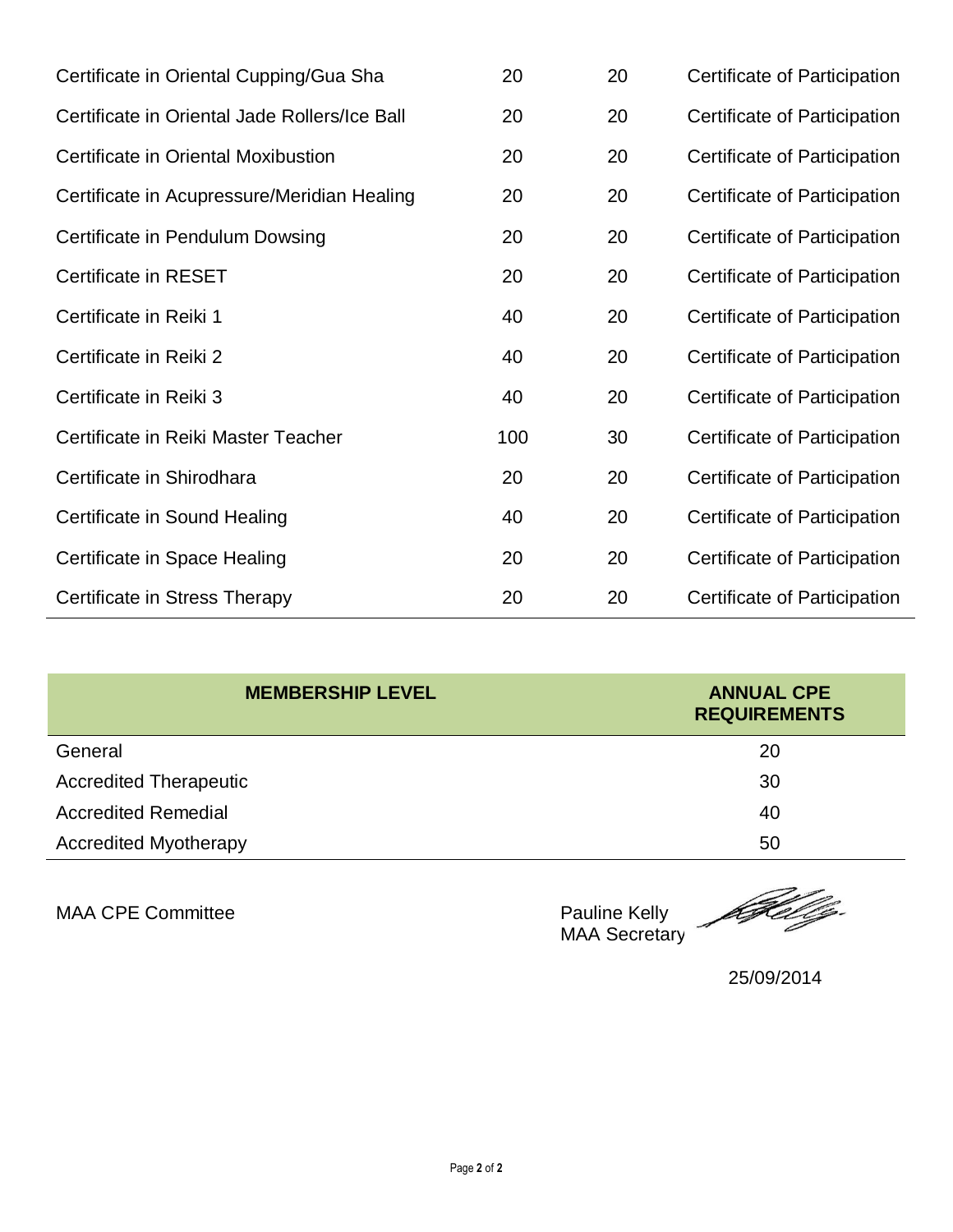| | | | |
|---|---|---|---|
| Certificate in Oriental Cupping/Gua Sha | 20 | 20 | Certificate of Participation |
| Certificate in Oriental Jade Rollers/Ice Ball | 20 | 20 | Certificate of Participation |
| Certificate in Oriental Moxibustion | 20 | 20 | Certificate of Participation |
| Certificate in Acupressure/Meridian Healing | 20 | 20 | Certificate of Participation |
| Certificate in Pendulum Dowsing | 20 | 20 | Certificate of Participation |
| Certificate in RESET | 20 | 20 | Certificate of Participation |
| Certificate in Reiki 1 | 40 | 20 | Certificate of Participation |
| Certificate in Reiki 2 | 40 | 20 | Certificate of Participation |
| Certificate in Reiki 3 | 40 | 20 | Certificate of Participation |
| Certificate in Reiki Master Teacher | 100 | 30 | Certificate of Participation |
| Certificate in Shirodhara | 20 | 20 | Certificate of Participation |
| Certificate in Sound Healing | 40 | 20 | Certificate of Participation |
| Certificate in Space Healing | 20 | 20 | Certificate of Participation |
| Certificate in Stress Therapy | 20 | 20 | Certificate of Participation |

| MEMBERSHIP LEVEL | ANNUAL CPE REQUIREMENTS |
|---|---|
| General | 20 |
| Accredited Therapeutic | 30 |
| Accredited Remedial | 40 |
| Accredited Myotherapy | 50 |

MAA CPE Committee

Pauline Kelly
MAA Secretary

25/09/2014